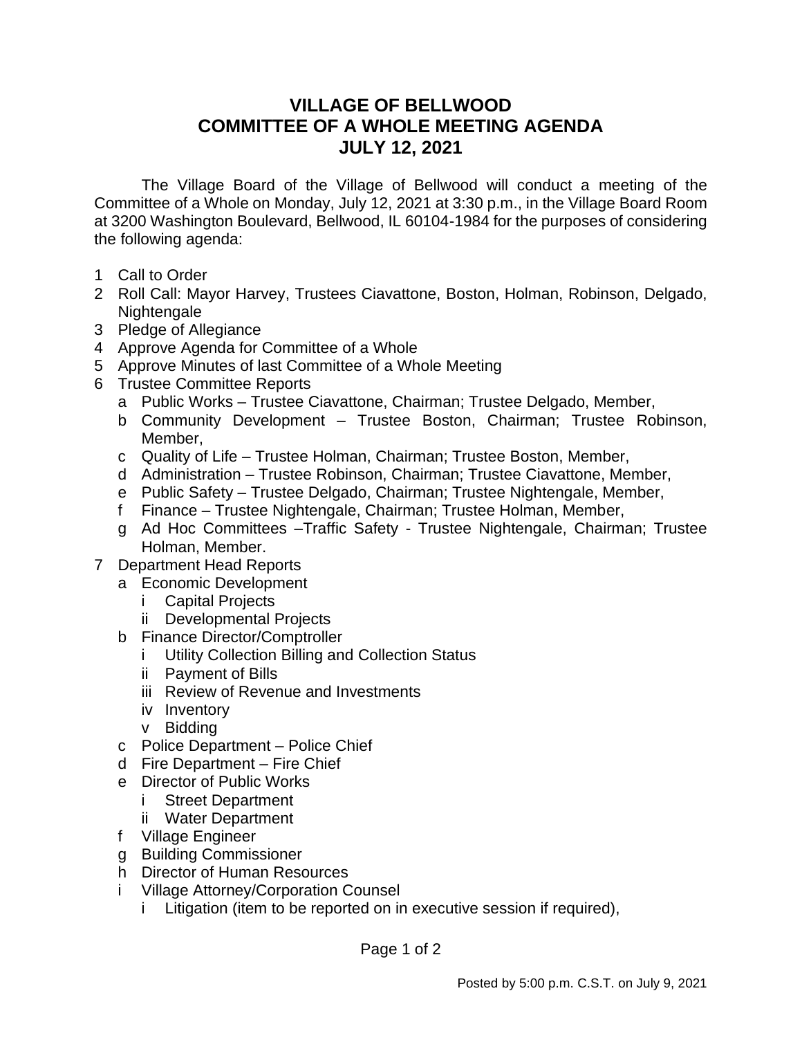# VILLAGE OF BELLWOOD
# COMMITTEE OF A WHOLE MEETING AGENDA
# JULY 12, 2021

The Village Board of the Village of Bellwood will conduct a meeting of the Committee of a Whole on Monday, July 12, 2021 at 3:30 p.m., in the Village Board Room at 3200 Washington Boulevard, Bellwood, IL 60104-1984 for the purposes of considering the following agenda:

1 Call to Order
2 Roll Call: Mayor Harvey, Trustees Ciavattone, Boston, Holman, Robinson, Delgado, Nightengale
3 Pledge of Allegiance
4 Approve Agenda for Committee of a Whole
5 Approve Minutes of last Committee of a Whole Meeting
6 Trustee Committee Reports
   - a Public Works – Trustee Ciavattone, Chairman; Trustee Delgado, Member,
   - b Community Development – Trustee Boston, Chairman; Trustee Robinson, Member,
   - c Quality of Life – Trustee Holman, Chairman; Trustee Boston, Member,
   - d Administration – Trustee Robinson, Chairman; Trustee Ciavattone, Member,
   - e Public Safety – Trustee Delgado, Chairman; Trustee Nightengale, Member,
   - f Finance – Trustee Nightengale, Chairman; Trustee Holman, Member,
   - g Ad Hoc Committees –Traffic Safety - Trustee Nightengale, Chairman; Trustee Holman, Member.
7 Department Head Reports
   - a Economic Development
      - i Capital Projects
      - ii Developmental Projects
   - b Finance Director/Comptroller
      - i Utility Collection Billing and Collection Status
      - ii Payment of Bills
      - iii Review of Revenue and Investments
      - iv Inventory
      - v Bidding
   - c Police Department – Police Chief
   - d Fire Department – Fire Chief
   - e Director of Public Works
      - i Street Department
      - ii Water Department
   - f Village Engineer
   - g Building Commissioner
   - h Director of Human Resources
   - i Village Attorney/Corporation Counsel
      - i Litigation (item to be reported on in executive session if required),

Posted by 5:00 p.m. C.S.T. on July 9, 2021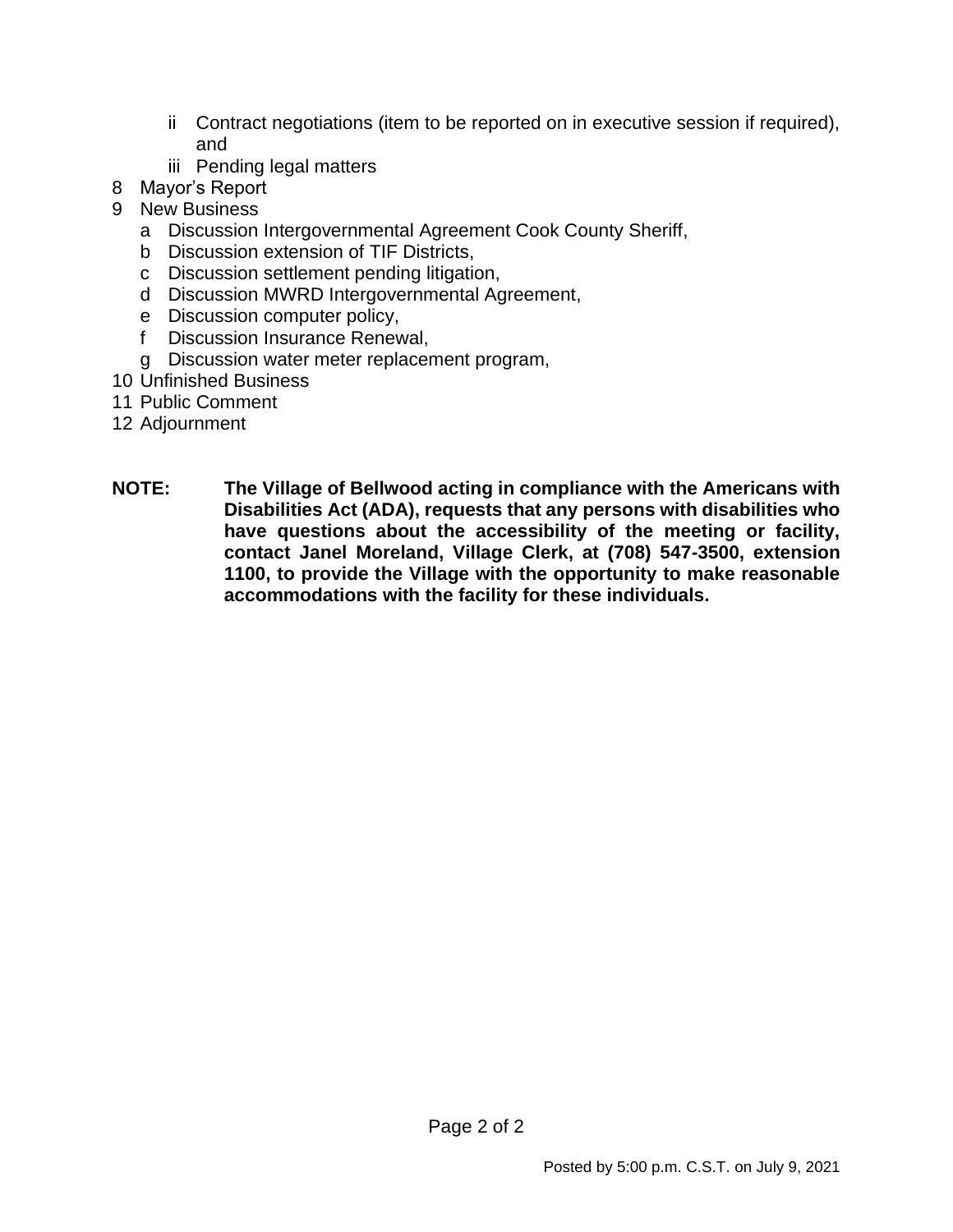- ii Contract negotiations (item to be reported on in executive session if required), and
   - iii Pending legal matters

8 Mayor's Report

9 New Business
   - a Discussion Intergovernmental Agreement Cook County Sheriff,
   - b Discussion extension of TIF Districts,
   - c Discussion settlement pending litigation,
   - d Discussion MWRD Intergovernmental Agreement,
   - e Discussion computer policy,
   - f Discussion Insurance Renewal,
   - g Discussion water meter replacement program,

10 Unfinished Business

11 Public Comment

12 Adjournment

**NOTE: The Village of Bellwood acting in compliance with the Americans with Disabilities Act (ADA), requests that any persons with disabilities who have questions about the accessibility of the meeting or facility, contact Janel Moreland, Village Clerk, at (708) 547-3500, extension 1100, to provide the Village with the opportunity to make reasonable accommodations with the facility for these individuals.**

Posted by 5:00 p.m. C.S.T. on July 9, 2021